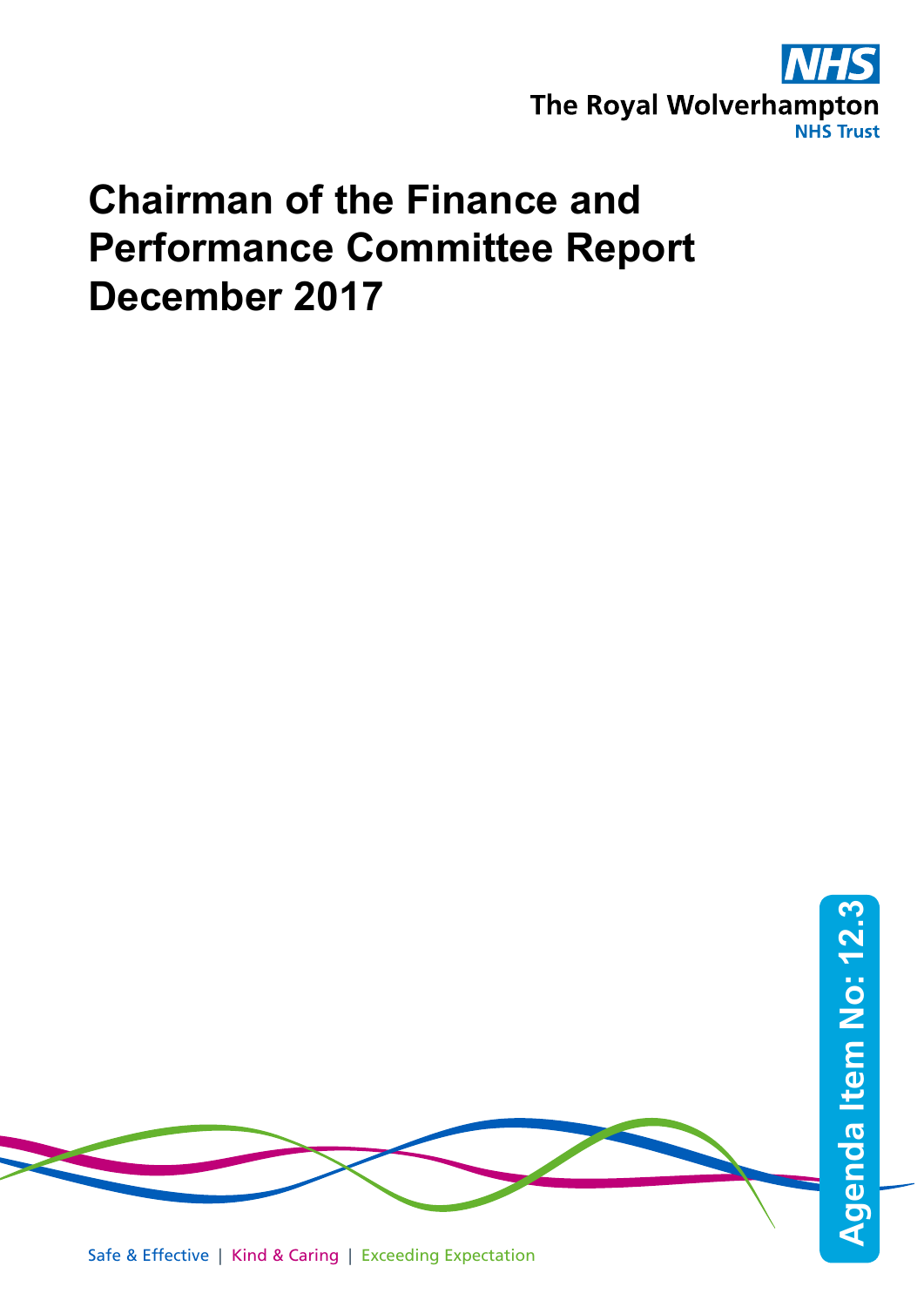NHS

The Royal Wolverhampton NHS Trust

# Chairman of the Finance and Performance Committee Report December 2017

Agenda Item No: 12.3

Safe & Effective | Kind & Caring | Exceeding Expectation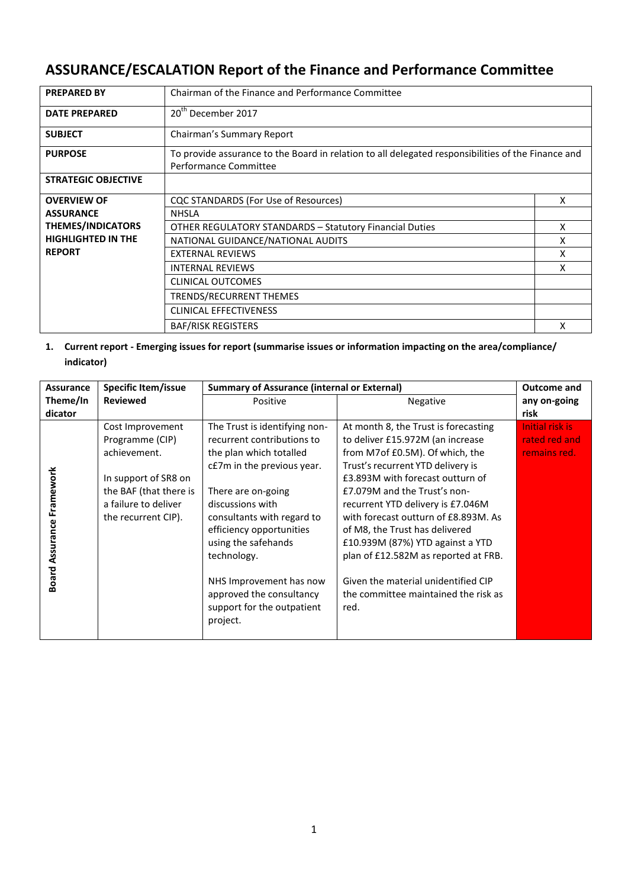# ASSURANCE/ESCALATION Report of the Finance and Performance Committee

| | | |
|---|---|---|
| **PREPARED BY** | Chairman of the Finance and Performance Committee | |
| **DATE PREPARED** | 20th December 2017 | |
| **SUBJECT** | Chairman's Summary Report | |
| **PURPOSE** | To provide assurance to the Board in relation to all delegated responsibilities of the Finance and Performance Committee | |
| **STRATEGIC OBJECTIVE** | | |
| **OVERVIEW OF ASSURANCE THEMES/INDICATORS HIGHLIGHTED IN THE REPORT** | CQC STANDARDS (For Use of Resources) | X |
| | NHSLA | |
| | OTHER REGULATORY STANDARDS – Statutory Financial Duties | X |
| | NATIONAL GUIDANCE/NATIONAL AUDITS | X |
| | EXTERNAL REVIEWS | X |
| | INTERNAL REVIEWS | X |
| | CLINICAL OUTCOMES | |
| | TRENDS/RECURRENT THEMES | |
| | CLINICAL EFFECTIVENESS | |
| | BAF/RISK REGISTERS | X |

**1. Current report - Emerging issues for report (summarise issues or information impacting on the area/compliance/ indicator)**

| Assurance Theme/Indicator | Specific Item/issue Reviewed | Summary of Assurance (internal or External) | | Outcome and any on-going risk |
|---|---|---|---|---|
| | | Positive | Negative | |
| Board Assurance Framework | Cost Improvement Programme (CIP) achievement.<br><br>In support of SR8 on the BAF (that there is a failure to deliver the recurrent CIP). | The Trust is identifying non-recurrent contributions to the plan which totalled c£7m in the previous year.<br><br>There are on-going discussions with consultants with regard to efficiency opportunities using the safehands technology.<br><br>NHS Improvement has now approved the consultancy support for the outpatient project. | At month 8, the Trust is forecasting to deliver £15.972M (an increase from M7of £0.5M). Of which, the Trust's recurrent YTD delivery is £3.893M with forecast outturn of £7.079M and the Trust's non-recurrent YTD delivery is £7.046M with forecast outturn of £8.893M. As of M8, the Trust has delivered £10.939M (87%) YTD against a YTD plan of £12.582M as reported at FRB.<br><br>Given the material unidentified CIP the committee maintained the risk as red. | Initial risk is rated red and remains red. |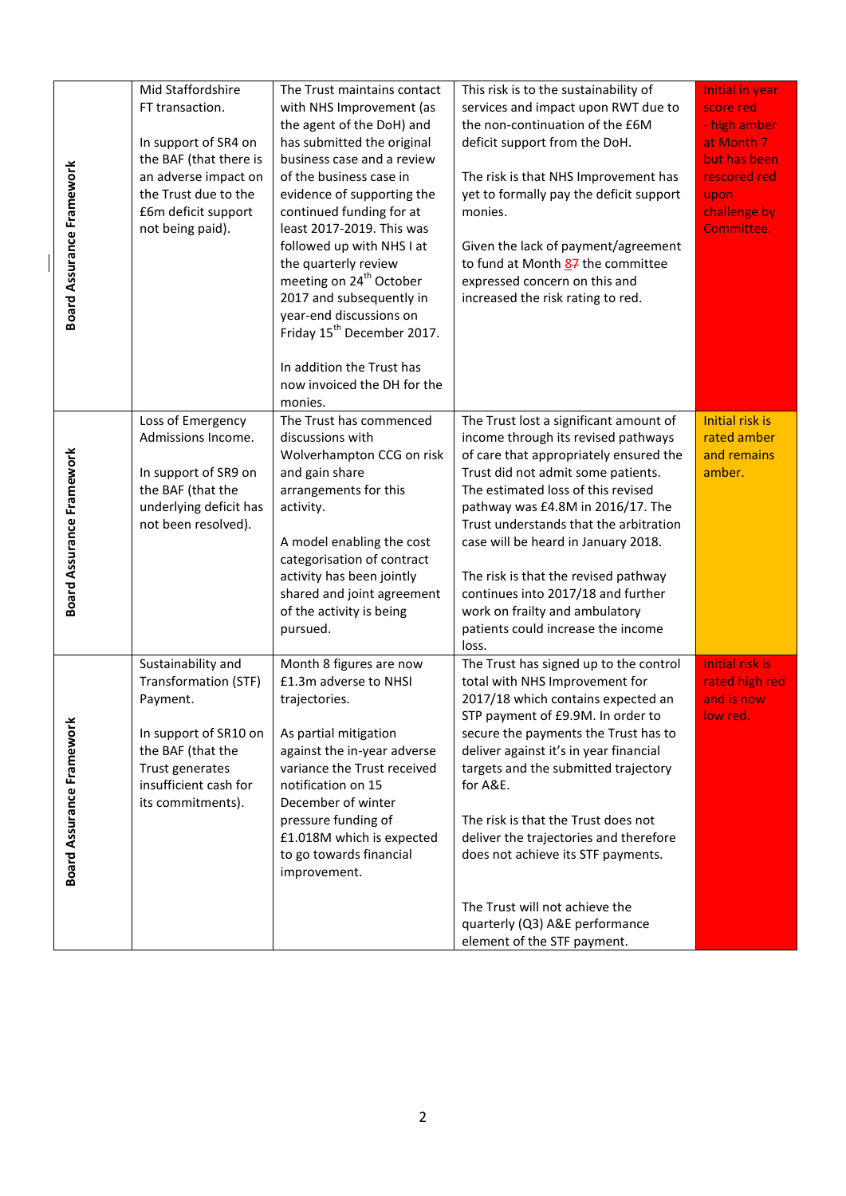| | | | | |
|---|---|---|---|---|
| Board Assurance Framework | Mid Staffordshire FT transaction.<br><br>In support of SR4 on the BAF (that there is an adverse impact on the Trust due to the £6m deficit support not being paid). | The Trust maintains contact with NHS Improvement (as the agent of the DoH) and has submitted the original business case and a review of the business case in evidence of supporting the continued funding for at least 2017-2019. This was followed up with NHS I at the quarterly review meeting on 24th October 2017 and subsequently in year-end discussions on Friday 15th December 2017.<br><br>In addition the Trust has now invoiced the DH for the monies. | This risk is to the sustainability of services and impact upon RWT due to the non-continuation of the £6M deficit support from the DoH.<br><br>The risk is that NHS Improvement has yet to formally pay the deficit support monies.<br><br>Given the lack of payment/agreement to fund at Month ~~8~~7 the committee expressed concern on this and increased the risk rating to red. | Initial in year score red - high amber at Month 7 but has been rescored red upon challenge by Committee. |
| Board Assurance Framework | Loss of Emergency Admissions Income.<br><br>In support of SR9 on the BAF (that the underlying deficit has not been resolved). | The Trust has commenced discussions with Wolverhampton CCG on risk and gain share arrangements for this activity.<br><br>A model enabling the cost categorisation of contract activity has been jointly shared and joint agreement of the activity is being pursued. | The Trust lost a significant amount of income through its revised pathways of care that appropriately ensured the Trust did not admit some patients. The estimated loss of this revised pathway was £4.8M in 2016/17. The Trust understands that the arbitration case will be heard in January 2018.<br><br>The risk is that the revised pathway continues into 2017/18 and further work on frailty and ambulatory patients could increase the income loss. | Initial risk is rated amber and remains amber. |
| Board Assurance Framework | Sustainability and Transformation (STF) Payment.<br><br>In support of SR10 on the BAF (that the Trust generates insufficient cash for its commitments). | Month 8 figures are now £1.3m adverse to NHSI trajectories.<br><br>As partial mitigation against the in-year adverse variance the Trust received notification on 15 December of winter pressure funding of £1.018M which is expected to go towards financial improvement. | The Trust has signed up to the control total with NHS Improvement for 2017/18 which contains expected an STP payment of £9.9M. In order to secure the payments the Trust has to deliver against it's in year financial targets and the submitted trajectory for A&E.<br><br>The risk is that the Trust does not deliver the trajectories and therefore does not achieve its STF payments.<br><br>The Trust will not achieve the quarterly (Q3) A&E performance element of the STF payment. | Initial risk is rated high red and is now low red. |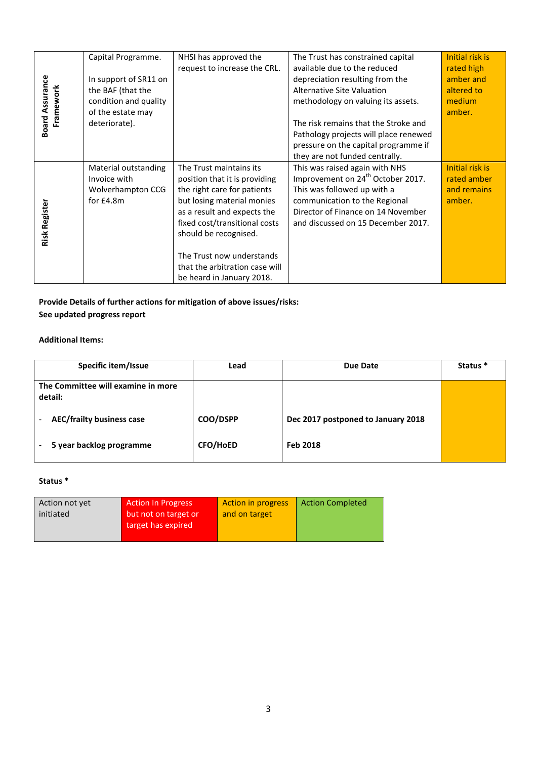| | | | | |
|---|---|---|---|---|
| **Board Assurance Framework** | Capital Programme.<br><br>In support of SR11 on the BAF (that the condition and quality of the estate may deteriorate). | NHSI has approved the request to increase the CRL. | The Trust has constrained capital available due to the reduced depreciation resulting from the Alternative Site Valuation methodology on valuing its assets.<br><br>The risk remains that the Stroke and Pathology projects will place renewed pressure on the capital programme if they are not funded centrally. | Initial risk is rated high amber and altered to medium amber. |
| **Risk Register** | Material outstanding Invoice with Wolverhampton CCG for £4.8m | The Trust maintains its position that it is providing the right care for patients but losing material monies as a result and expects the fixed cost/transitional costs should be recognised.<br><br>The Trust now understands that the arbitration case will be heard in January 2018. | This was raised again with NHS Improvement on 24th October 2017. This was followed up with a communication to the Regional Director of Finance on 14 November and discussed on 15 December 2017. | Initial risk is rated amber and remains amber. |

**Provide Details of further actions for mitigation of above issues/risks:**

**See updated progress report**

**Additional Items:**

| Specific item/Issue | Lead | Due Date | Status * |
|---|---|---|---|
| **The Committee will examine in more detail:** | | | |
| - **AEC/frailty business case** | **COO/DSPP** | **Dec 2017 postponed to January 2018** | |
| - **5 year backlog programme** | **CFO/HoED** | **Feb 2018** | |

**Status ***

| Action not yet initiated | Action In Progress but not on target or target has expired | Action in progress and on target | Action Completed |
|---|---|---|---|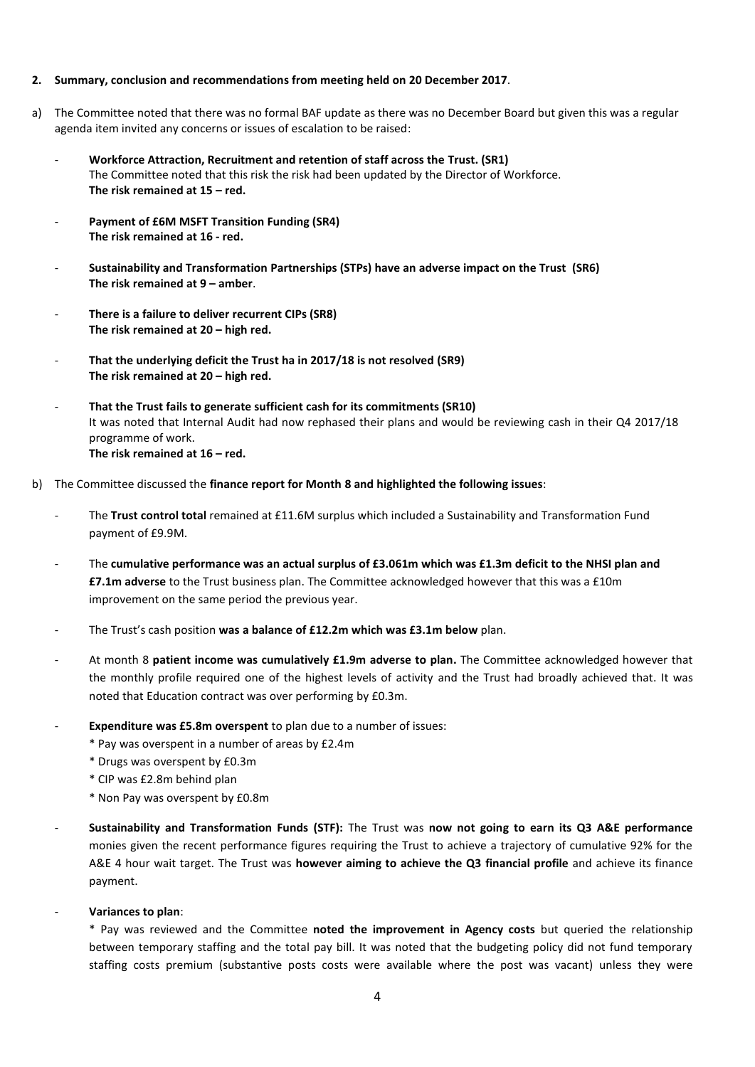**2. Summary, conclusion and recommendations from meeting held on 20 December 2017**.

a) The Committee noted that there was no formal BAF update as there was no December Board but given this was a regular agenda item invited any concerns or issues of escalation to be raised:

- **Workforce Attraction, Recruitment and retention of staff across the Trust. (SR1)**
  The Committee noted that this risk the risk had been updated by the Director of Workforce.
  **The risk remained at 15 – red.**

- **Payment of £6M MSFT Transition Funding (SR4)**
  **The risk remained at 16 - red.**

- **Sustainability and Transformation Partnerships (STPs) have an adverse impact on the Trust (SR6)**
  **The risk remained at 9 – amber**.

- **There is a failure to deliver recurrent CIPs (SR8)**
  **The risk remained at 20 – high red.**

- **That the underlying deficit the Trust ha in 2017/18 is not resolved (SR9)**
  **The risk remained at 20 – high red.**

- **That the Trust fails to generate sufficient cash for its commitments (SR10)**
  It was noted that Internal Audit had now rephased their plans and would be reviewing cash in their Q4 2017/18 programme of work.
  **The risk remained at 16 – red.**

b) The Committee discussed the **finance report for Month 8 and highlighted the following issues**:

- The **Trust control total** remained at £11.6M surplus which included a Sustainability and Transformation Fund payment of £9.9M.

- The **cumulative performance was an actual surplus of £3.061m which was £1.3m deficit to the NHSI plan and £7.1m adverse** to the Trust business plan. The Committee acknowledged however that this was a £10m improvement on the same period the previous year.

- The Trust's cash position **was a balance of £12.2m which was £3.1m below** plan.

- At month 8 **patient income was cumulatively £1.9m adverse to plan.** The Committee acknowledged however that the monthly profile required one of the highest levels of activity and the Trust had broadly achieved that. It was noted that Education contract was over performing by £0.3m.

- **Expenditure was £5.8m overspent** to plan due to a number of issues:
  * Pay was overspent in a number of areas by £2.4m
  * Drugs was overspent by £0.3m
  * CIP was £2.8m behind plan
  * Non Pay was overspent by £0.8m

- **Sustainability and Transformation Funds (STF):** The Trust was **now not going to earn its Q3 A&E performance** monies given the recent performance figures requiring the Trust to achieve a trajectory of cumulative 92% for the A&E 4 hour wait target. The Trust was **however aiming to achieve the Q3 financial profile** and achieve its finance payment.

- **Variances to plan**:
  * Pay was reviewed and the Committee **noted the improvement in Agency costs** but queried the relationship between temporary staffing and the total pay bill. It was noted that the budgeting policy did not fund temporary staffing costs premium (substantive posts costs were available where the post was vacant) unless they were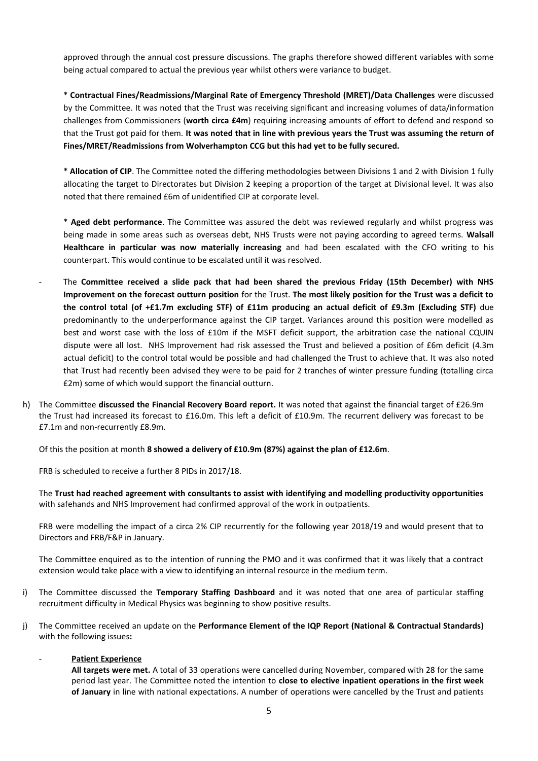approved through the annual cost pressure discussions. The graphs therefore showed different variables with some being actual compared to actual the previous year whilst others were variance to budget.

* **Contractual Fines/Readmissions/Marginal Rate of Emergency Threshold (MRET)/Data Challenges** were discussed by the Committee. It was noted that the Trust was receiving significant and increasing volumes of data/information challenges from Commissioners (**worth circa £4m**) requiring increasing amounts of effort to defend and respond so that the Trust got paid for them. **It was noted that in line with previous years the Trust was assuming the return of Fines/MRET/Readmissions from Wolverhampton CCG but this had yet to be fully secured.**

* **Allocation of CIP**. The Committee noted the differing methodologies between Divisions 1 and 2 with Division 1 fully allocating the target to Directorates but Division 2 keeping a proportion of the target at Divisional level. It was also noted that there remained £6m of unidentified CIP at corporate level.

* **Aged debt performance**. The Committee was assured the debt was reviewed regularly and whilst progress was being made in some areas such as overseas debt, NHS Trusts were not paying according to agreed terms. **Walsall Healthcare in particular was now materially increasing** and had been escalated with the CFO writing to his counterpart. This would continue to be escalated until it was resolved.

- The **Committee received a slide pack that had been shared the previous Friday (15th December) with NHS Improvement on the forecast outturn position** for the Trust. **The most likely position for the Trust was a deficit to the control total (of +£1.7m excluding STF) of £11m producing an actual deficit of £9.3m (Excluding STF)** due predominantly to the underperformance against the CIP target. Variances around this position were modelled as best and worst case with the loss of £10m if the MSFT deficit support, the arbitration case the national CQUIN dispute were all lost. NHS Improvement had risk assessed the Trust and believed a position of £6m deficit (4.3m actual deficit) to the control total would be possible and had challenged the Trust to achieve that. It was also noted that Trust had recently been advised they were to be paid for 2 tranches of winter pressure funding (totalling circa £2m) some of which would support the financial outturn.

h) The Committee **discussed the Financial Recovery Board report.** It was noted that against the financial target of £26.9m the Trust had increased its forecast to £16.0m. This left a deficit of £10.9m. The recurrent delivery was forecast to be £7.1m and non-recurrently £8.9m.

   Of this the position at month **8 showed a delivery of £10.9m (87%) against the plan of £12.6m**.

   FRB is scheduled to receive a further 8 PIDs in 2017/18.

   The **Trust had reached agreement with consultants to assist with identifying and modelling productivity opportunities** with safehands and NHS Improvement had confirmed approval of the work in outpatients.

   FRB were modelling the impact of a circa 2% CIP recurrently for the following year 2018/19 and would present that to Directors and FRB/F&P in January.

   The Committee enquired as to the intention of running the PMO and it was confirmed that it was likely that a contract extension would take place with a view to identifying an internal resource in the medium term.

i) The Committee discussed the **Temporary Staffing Dashboard** and it was noted that one area of particular staffing recruitment difficulty in Medical Physics was beginning to show positive results.

j) The Committee received an update on the **Performance Element of the IQP Report (National & Contractual Standards)** with the following issues**:**

   - **Patient Experience**

     **All targets were met.** A total of 33 operations were cancelled during November, compared with 28 for the same period last year. The Committee noted the intention to **close to elective inpatient operations in the first week of January** in line with national expectations. A number of operations were cancelled by the Trust and patients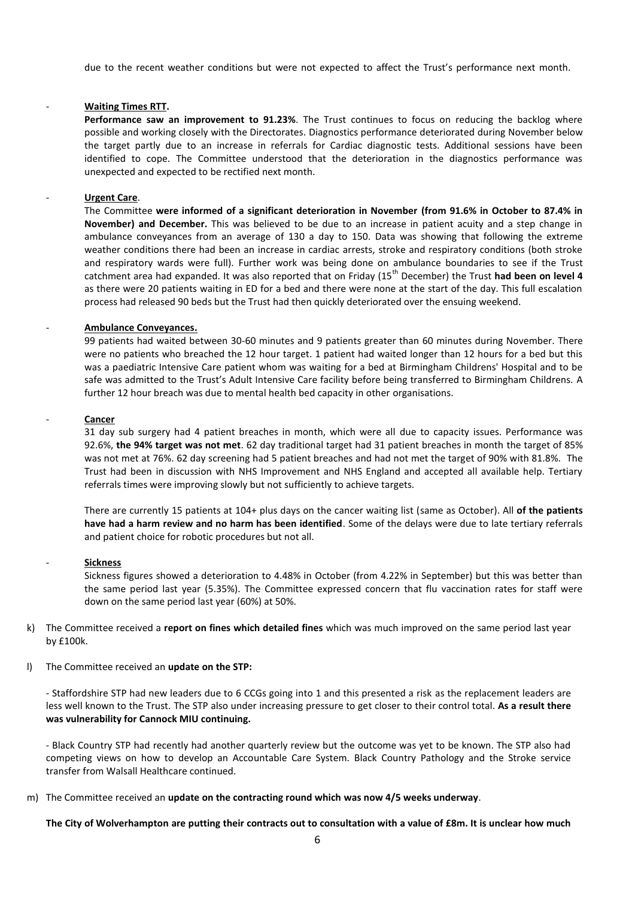due to the recent weather conditions but were not expected to affect the Trust's performance next month.

- **Waiting Times RTT.**

  **Performance saw an improvement to 91.23%**. The Trust continues to focus on reducing the backlog where possible and working closely with the Directorates. Diagnostics performance deteriorated during November below the target partly due to an increase in referrals for Cardiac diagnostic tests. Additional sessions have been identified to cope. The Committee understood that the deterioration in the diagnostics performance was unexpected and expected to be rectified next month.

- **Urgent Care**.

  The Committee **were informed of a significant deterioration in November (from 91.6% in October to 87.4% in November) and December.** This was believed to be due to an increase in patient acuity and a step change in ambulance conveyances from an average of 130 a day to 150. Data was showing that following the extreme weather conditions there had been an increase in cardiac arrests, stroke and respiratory conditions (both stroke and respiratory wards were full). Further work was being done on ambulance boundaries to see if the Trust catchment area had expanded. It was also reported that on Friday (15th December) the Trust **had been on level 4** as there were 20 patients waiting in ED for a bed and there were none at the start of the day. This full escalation process had released 90 beds but the Trust had then quickly deteriorated over the ensuing weekend.

- **Ambulance Conveyances.**

  99 patients had waited between 30-60 minutes and 9 patients greater than 60 minutes during November. There were no patients who breached the 12 hour target. 1 patient had waited longer than 12 hours for a bed but this was a paediatric Intensive Care patient whom was waiting for a bed at Birmingham Childrens' Hospital and to be safe was admitted to the Trust's Adult Intensive Care facility before being transferred to Birmingham Childrens. A further 12 hour breach was due to mental health bed capacity in other organisations.

- **Cancer**

  31 day sub surgery had 4 patient breaches in month, which were all due to capacity issues. Performance was 92.6%, **the 94% target was not met**. 62 day traditional target had 31 patient breaches in month the target of 85% was not met at 76%. 62 day screening had 5 patient breaches and had not met the target of 90% with 81.8%. The Trust had been in discussion with NHS Improvement and NHS England and accepted all available help. Tertiary referrals times were improving slowly but not sufficiently to achieve targets.

  There are currently 15 patients at 104+ plus days on the cancer waiting list (same as October). All **of the patients have had a harm review and no harm has been identified**. Some of the delays were due to late tertiary referrals and patient choice for robotic procedures but not all.

- **Sickness**

  Sickness figures showed a deterioration to 4.48% in October (from 4.22% in September) but this was better than the same period last year (5.35%). The Committee expressed concern that flu vaccination rates for staff were down on the same period last year (60%) at 50%.

k) The Committee received a **report on fines which detailed fines** which was much improved on the same period last year by £100k.

l) The Committee received an **update on the STP:**

   - Staffordshire STP had new leaders due to 6 CCGs going into 1 and this presented a risk as the replacement leaders are less well known to the Trust. The STP also under increasing pressure to get closer to their control total. **As a result there was vulnerability for Cannock MIU continuing.**

   - Black Country STP had recently had another quarterly review but the outcome was yet to be known. The STP also had competing views on how to develop an Accountable Care System. Black Country Pathology and the Stroke service transfer from Walsall Healthcare continued.

m) The Committee received an **update on the contracting round which was now 4/5 weeks underway**.

   **The City of Wolverhampton are putting their contracts out to consultation with a value of £8m. It is unclear how much**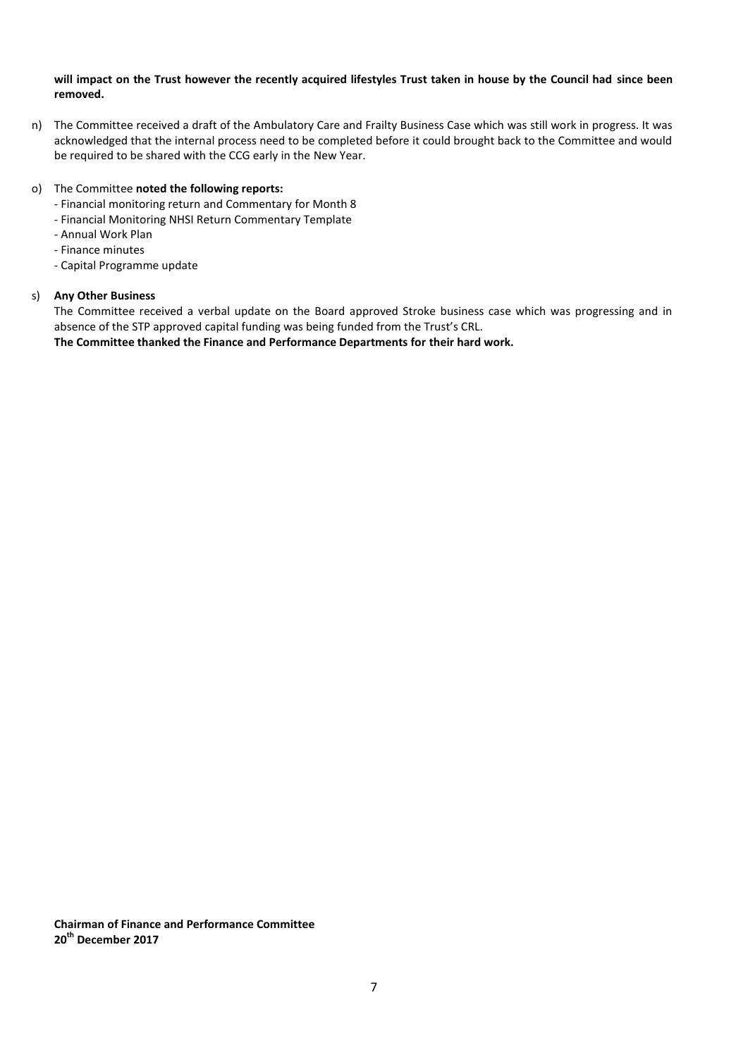**will impact on the Trust however the recently acquired lifestyles Trust taken in house by the Council had since been removed.**

n) The Committee received a draft of the Ambulatory Care and Frailty Business Case which was still work in progress. It was acknowledged that the internal process need to be completed before it could brought back to the Committee and would be required to be shared with the CCG early in the New Year.

o) The Committee **noted the following reports:**
   - Financial monitoring return and Commentary for Month 8
   - Financial Monitoring NHSI Return Commentary Template
   - Annual Work Plan
   - Finance minutes
   - Capital Programme update

s) **Any Other Business**
   The Committee received a verbal update on the Board approved Stroke business case which was progressing and in absence of the STP approved capital funding was being funded from the Trust's CRL.
   **The Committee thanked the Finance and Performance Departments for their hard work.**

**Chairman of Finance and Performance Committee**
**20th December 2017**